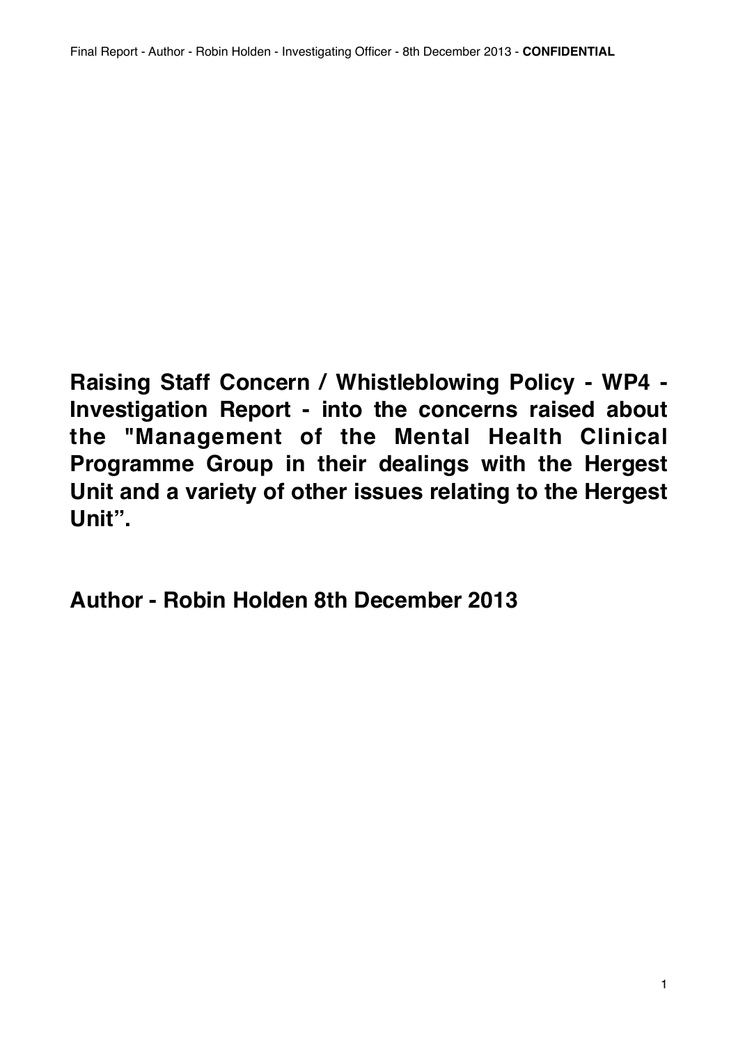# Raising Staff Concern / Whistleblowing Policy - WP4 - Investigation Report - into the concerns raised about the "Management of the Mental Health Clinical Programme Group in their dealings with the Hergest Unit and a variety of other issues relating to the Hergest Unit".

## Author - Robin Holden 8th December 2013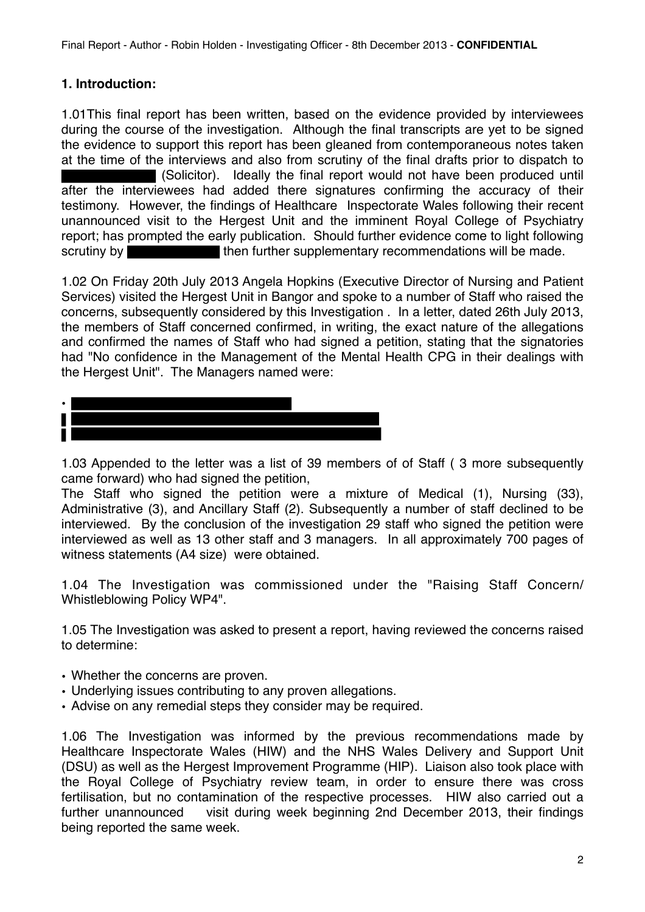## 1. Introduction:

1.01This final report has been written, based on the evidence provided by interviewees during the course of the investigation. Although the final transcripts are yet to be signed the evidence to support this report has been gleaned from contemporaneous notes taken at the time of the interviews and also from scrutiny of the final drafts prior to dispatch to ██████████ (Solicitor). Ideally the final report would not have been produced until after the interviewees had added there signatures confirming the accuracy of their testimony. However, the findings of Healthcare Inspectorate Wales following their recent unannounced visit to the Hergest Unit and the imminent Royal College of Psychiatry report; has prompted the early publication. Should further evidence come to light following scrutiny by ██████████ then further supplementary recommendations will be made.

1.02 On Friday 20th July 2013 Angela Hopkins (Executive Director of Nursing and Patient Services) visited the Hergest Unit in Bangor and spoke to a number of Staff who raised the concerns, subsequently considered by this Investigation . In a letter, dated 26th July 2013, the members of Staff concerned confirmed, in writing, the exact nature of the allegations and confirmed the names of Staff who had signed a petition, stating that the signatories had "No confidence in the Management of the Mental Health CPG in their dealings with the Hergest Unit". The Managers named were:

- ██████████
- ██████████
- ██████████

1.03 Appended to the letter was a list of 39 members of of Staff ( 3 more subsequently came forward) who had signed the petition,
The Staff who signed the petition were a mixture of Medical (1), Nursing (33), Administrative (3), and Ancillary Staff (2). Subsequently a number of staff declined to be interviewed. By the conclusion of the investigation 29 staff who signed the petition were interviewed as well as 13 other staff and 3 managers. In all approximately 700 pages of witness statements (A4 size) were obtained.

1.04 The Investigation was commissioned under the "Raising Staff Concern/ Whistleblowing Policy WP4".

1.05 The Investigation was asked to present a report, having reviewed the concerns raised to determine:

- Whether the concerns are proven.
- Underlying issues contributing to any proven allegations.
- Advise on any remedial steps they consider may be required.

1.06 The Investigation was informed by the previous recommendations made by Healthcare Inspectorate Wales (HIW) and the NHS Wales Delivery and Support Unit (DSU) as well as the Hergest Improvement Programme (HIP). Liaison also took place with the Royal College of Psychiatry review team, in order to ensure there was cross fertilisation, but no contamination of the respective processes. HIW also carried out a further unannounced visit during week beginning 2nd December 2013, their findings being reported the same week.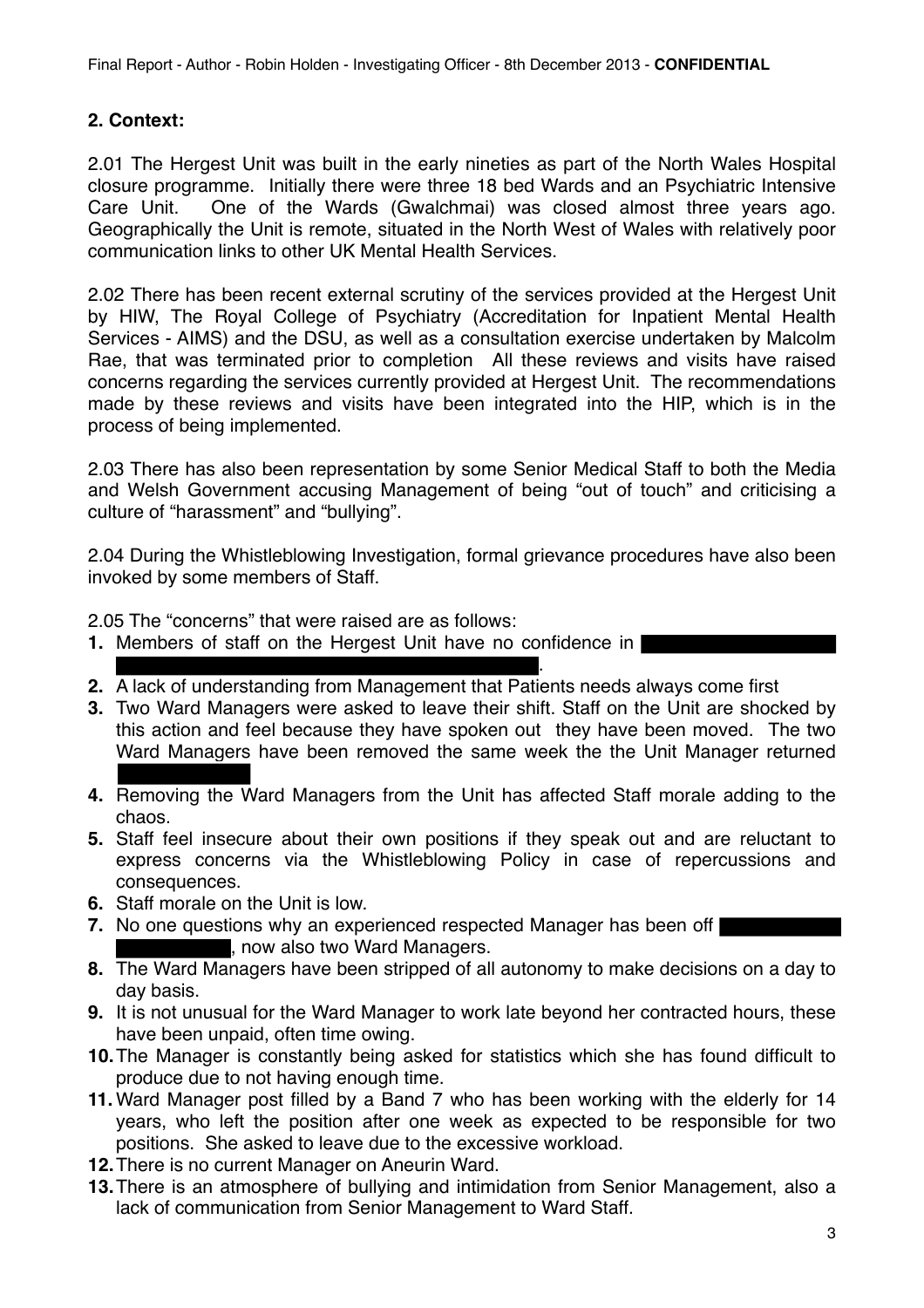## 2. Context:

2.01 The Hergest Unit was built in the early nineties as part of the North Wales Hospital closure programme. Initially there were three 18 bed Wards and an Psychiatric Intensive Care Unit. One of the Wards (Gwalchmai) was closed almost three years ago. Geographically the Unit is remote, situated in the North West of Wales with relatively poor communication links to other UK Mental Health Services.

2.02 There has been recent external scrutiny of the services provided at the Hergest Unit by HIW, The Royal College of Psychiatry (Accreditation for Inpatient Mental Health Services - AIMS) and the DSU, as well as a consultation exercise undertaken by Malcolm Rae, that was terminated prior to completion All these reviews and visits have raised concerns regarding the services currently provided at Hergest Unit. The recommendations made by these reviews and visits have been integrated into the HIP, which is in the process of being implemented.

2.03 There has also been representation by some Senior Medical Staff to both the Media and Welsh Government accusing Management of being "out of touch" and criticising a culture of "harassment" and "bullying".

2.04 During the Whistleblowing Investigation, formal grievance procedures have also been invoked by some members of Staff.

2.05 The "concerns" that were raised are as follows:

1. Members of staff on the Hergest Unit have no confidence in [REDACTED].
2. A lack of understanding from Management that Patients needs always come first
3. Two Ward Managers were asked to leave their shift. Staff on the Unit are shocked by this action and feel because they have spoken out they have been moved. The two Ward Managers have been removed the same week the the Unit Manager returned [REDACTED]
4. Removing the Ward Managers from the Unit has affected Staff morale adding to the chaos.
5. Staff feel insecure about their own positions if they speak out and are reluctant to express concerns via the Whistleblowing Policy in case of repercussions and consequences.
6. Staff morale on the Unit is low.
7. No one questions why an experienced respected Manager has been off [REDACTED], now also two Ward Managers.
8. The Ward Managers have been stripped of all autonomy to make decisions on a day to day basis.
9. It is not unusual for the Ward Manager to work late beyond her contracted hours, these have been unpaid, often time owing.
10. The Manager is constantly being asked for statistics which she has found difficult to produce due to not having enough time.
11. Ward Manager post filled by a Band 7 who has been working with the elderly for 14 years, who left the position after one week as expected to be responsible for two positions. She asked to leave due to the excessive workload.
12. There is no current Manager on Aneurin Ward.
13. There is an atmosphere of bullying and intimidation from Senior Management, also a lack of communication from Senior Management to Ward Staff.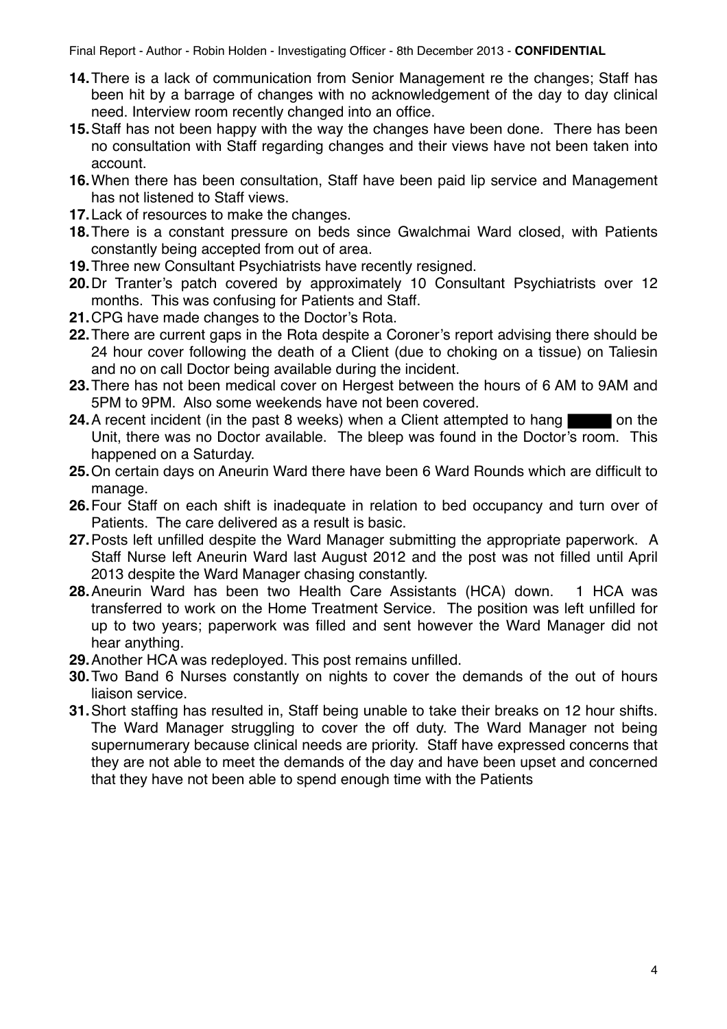14. There is a lack of communication from Senior Management re the changes; Staff has been hit by a barrage of changes with no acknowledgement of the day to day clinical need. Interview room recently changed into an office.
15. Staff has not been happy with the way the changes have been done. There has been no consultation with Staff regarding changes and their views have not been taken into account.
16. When there has been consultation, Staff have been paid lip service and Management has not listened to Staff views.
17. Lack of resources to make the changes.
18. There is a constant pressure on beds since Gwalchmai Ward closed, with Patients constantly being accepted from out of area.
19. Three new Consultant Psychiatrists have recently resigned.
20. Dr Tranter's patch covered by approximately 10 Consultant Psychiatrists over 12 months. This was confusing for Patients and Staff.
21. CPG have made changes to the Doctor's Rota.
22. There are current gaps in the Rota despite a Coroner's report advising there should be 24 hour cover following the death of a Client (due to choking on a tissue) on Taliesin and no on call Doctor being available during the incident.
23. There has not been medical cover on Hergest between the hours of 6 AM to 9AM and 5PM to 9PM. Also some weekends have not been covered.
24. A recent incident (in the past 8 weeks) when a Client attempted to hang ████ on the Unit, there was no Doctor available. The bleep was found in the Doctor's room. This happened on a Saturday.
25. On certain days on Aneurin Ward there have been 6 Ward Rounds which are difficult to manage.
26. Four Staff on each shift is inadequate in relation to bed occupancy and turn over of Patients. The care delivered as a result is basic.
27. Posts left unfilled despite the Ward Manager submitting the appropriate paperwork. A Staff Nurse left Aneurin Ward last August 2012 and the post was not filled until April 2013 despite the Ward Manager chasing constantly.
28. Aneurin Ward has been two Health Care Assistants (HCA) down. 1 HCA was transferred to work on the Home Treatment Service. The position was left unfilled for up to two years; paperwork was filled and sent however the Ward Manager did not hear anything.
29. Another HCA was redeployed. This post remains unfilled.
30. Two Band 6 Nurses constantly on nights to cover the demands of the out of hours liaison service.
31. Short staffing has resulted in, Staff being unable to take their breaks on 12 hour shifts. The Ward Manager struggling to cover the off duty. The Ward Manager not being supernumerary because clinical needs are priority. Staff have expressed concerns that they are not able to meet the demands of the day and have been upset and concerned that they have not been able to spend enough time with the Patients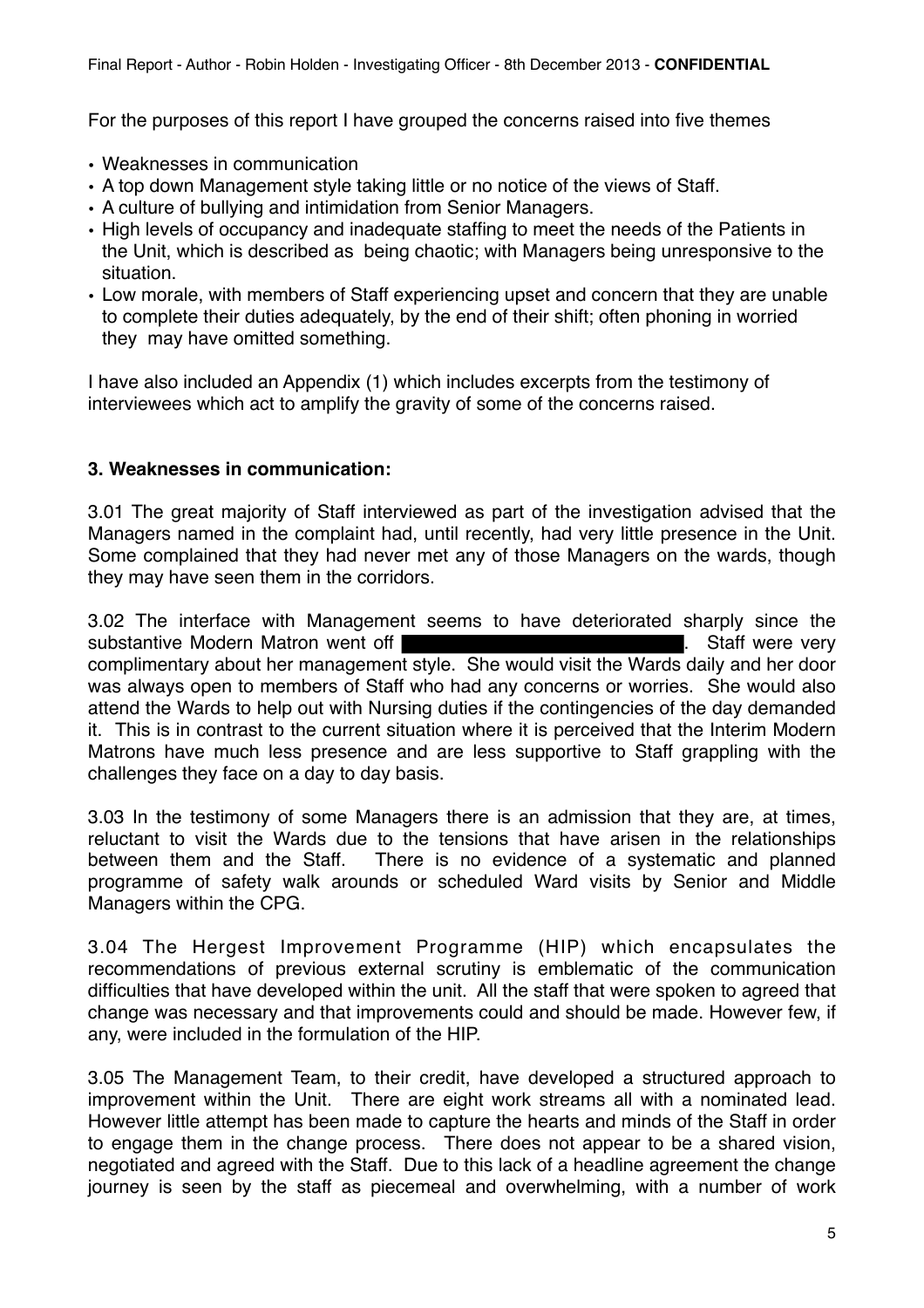For the purposes of this report I have grouped the concerns raised into five themes

- Weaknesses in communication
- A top down Management style taking little or no notice of the views of Staff.
- A culture of bullying and intimidation from Senior Managers.
- High levels of occupancy and inadequate staffing to meet the needs of the Patients in the Unit, which is described as being chaotic; with Managers being unresponsive to the situation.
- Low morale, with members of Staff experiencing upset and concern that they are unable to complete their duties adequately, by the end of their shift; often phoning in worried they may have omitted something.

I have also included an Appendix (1) which includes excerpts from the testimony of interviewees which act to amplify the gravity of some of the concerns raised.

### 3. Weaknesses in communication:

3.01 The great majority of Staff interviewed as part of the investigation advised that the Managers named in the complaint had, until recently, had very little presence in the Unit. Some complained that they had never met any of those Managers on the wards, though they may have seen them in the corridors.

3.02 The interface with Management seems to have deteriorated sharply since the substantive Modern Matron went off [REDACTED]. Staff were very complimentary about her management style. She would visit the Wards daily and her door was always open to members of Staff who had any concerns or worries. She would also attend the Wards to help out with Nursing duties if the contingencies of the day demanded it. This is in contrast to the current situation where it is perceived that the Interim Modern Matrons have much less presence and are less supportive to Staff grappling with the challenges they face on a day to day basis.

3.03 In the testimony of some Managers there is an admission that they are, at times, reluctant to visit the Wards due to the tensions that have arisen in the relationships between them and the Staff. There is no evidence of a systematic and planned programme of safety walk arounds or scheduled Ward visits by Senior and Middle Managers within the CPG.

3.04 The Hergest Improvement Programme (HIP) which encapsulates the recommendations of previous external scrutiny is emblematic of the communication difficulties that have developed within the unit. All the staff that were spoken to agreed that change was necessary and that improvements could and should be made. However few, if any, were included in the formulation of the HIP.

3.05 The Management Team, to their credit, have developed a structured approach to improvement within the Unit. There are eight work streams all with a nominated lead. However little attempt has been made to capture the hearts and minds of the Staff in order to engage them in the change process. There does not appear to be a shared vision, negotiated and agreed with the Staff. Due to this lack of a headline agreement the change journey is seen by the staff as piecemeal and overwhelming, with a number of work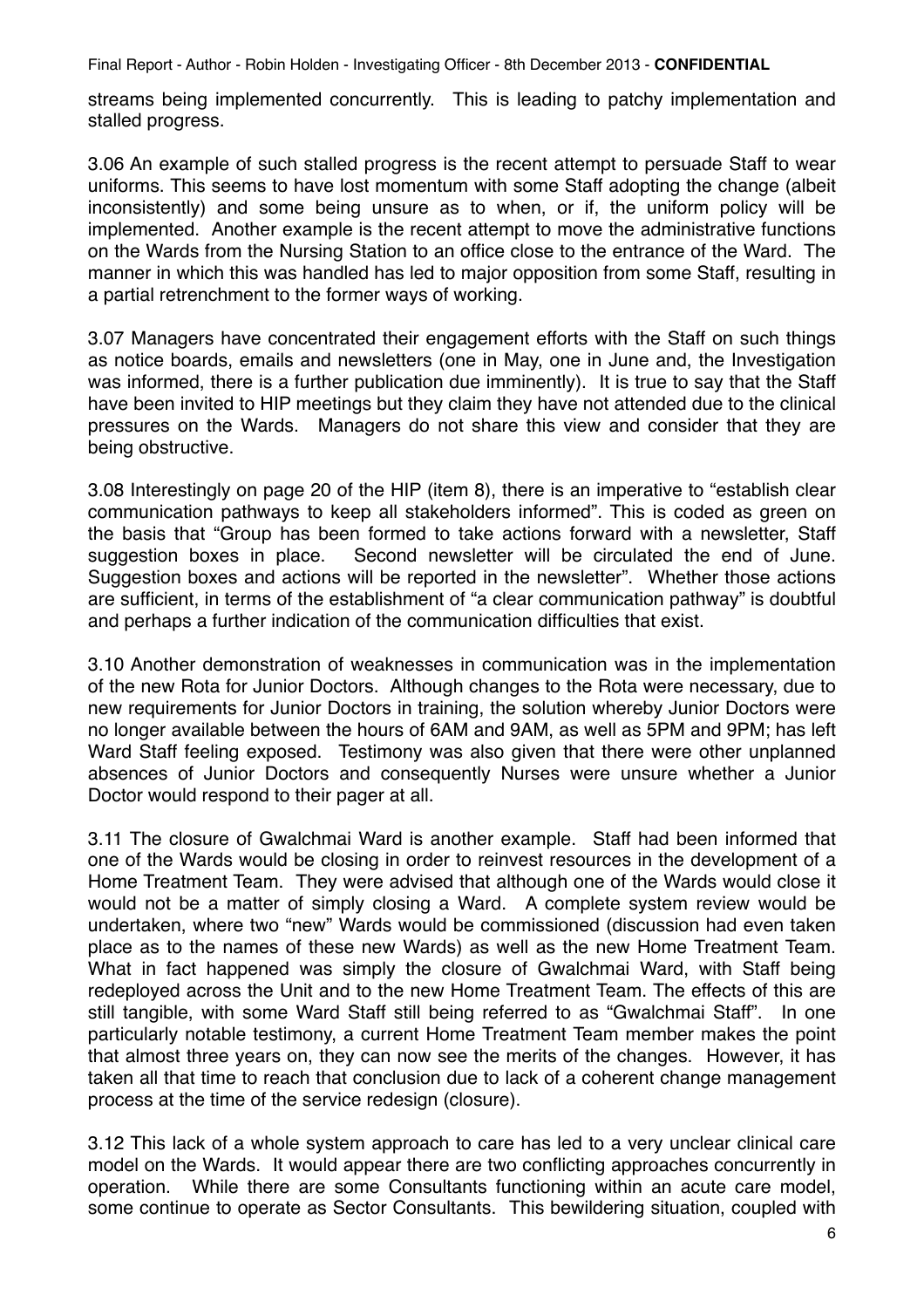streams being implemented concurrently. This is leading to patchy implementation and stalled progress.

3.06 An example of such stalled progress is the recent attempt to persuade Staff to wear uniforms. This seems to have lost momentum with some Staff adopting the change (albeit inconsistently) and some being unsure as to when, or if, the uniform policy will be implemented. Another example is the recent attempt to move the administrative functions on the Wards from the Nursing Station to an office close to the entrance of the Ward. The manner in which this was handled has led to major opposition from some Staff, resulting in a partial retrenchment to the former ways of working.

3.07 Managers have concentrated their engagement efforts with the Staff on such things as notice boards, emails and newsletters (one in May, one in June and, the Investigation was informed, there is a further publication due imminently). It is true to say that the Staff have been invited to HIP meetings but they claim they have not attended due to the clinical pressures on the Wards. Managers do not share this view and consider that they are being obstructive.

3.08 Interestingly on page 20 of the HIP (item 8), there is an imperative to "establish clear communication pathways to keep all stakeholders informed". This is coded as green on the basis that "Group has been formed to take actions forward with a newsletter, Staff suggestion boxes in place. Second newsletter will be circulated the end of June. Suggestion boxes and actions will be reported in the newsletter". Whether those actions are sufficient, in terms of the establishment of "a clear communication pathway" is doubtful and perhaps a further indication of the communication difficulties that exist.

3.10 Another demonstration of weaknesses in communication was in the implementation of the new Rota for Junior Doctors. Although changes to the Rota were necessary, due to new requirements for Junior Doctors in training, the solution whereby Junior Doctors were no longer available between the hours of 6AM and 9AM, as well as 5PM and 9PM; has left Ward Staff feeling exposed. Testimony was also given that there were other unplanned absences of Junior Doctors and consequently Nurses were unsure whether a Junior Doctor would respond to their pager at all.

3.11 The closure of Gwalchmai Ward is another example. Staff had been informed that one of the Wards would be closing in order to reinvest resources in the development of a Home Treatment Team. They were advised that although one of the Wards would close it would not be a matter of simply closing a Ward. A complete system review would be undertaken, where two "new" Wards would be commissioned (discussion had even taken place as to the names of these new Wards) as well as the new Home Treatment Team. What in fact happened was simply the closure of Gwalchmai Ward, with Staff being redeployed across the Unit and to the new Home Treatment Team. The effects of this are still tangible, with some Ward Staff still being referred to as "Gwalchmai Staff". In one particularly notable testimony, a current Home Treatment Team member makes the point that almost three years on, they can now see the merits of the changes. However, it has taken all that time to reach that conclusion due to lack of a coherent change management process at the time of the service redesign (closure).

3.12 This lack of a whole system approach to care has led to a very unclear clinical care model on the Wards. It would appear there are two conflicting approaches concurrently in operation. While there are some Consultants functioning within an acute care model, some continue to operate as Sector Consultants. This bewildering situation, coupled with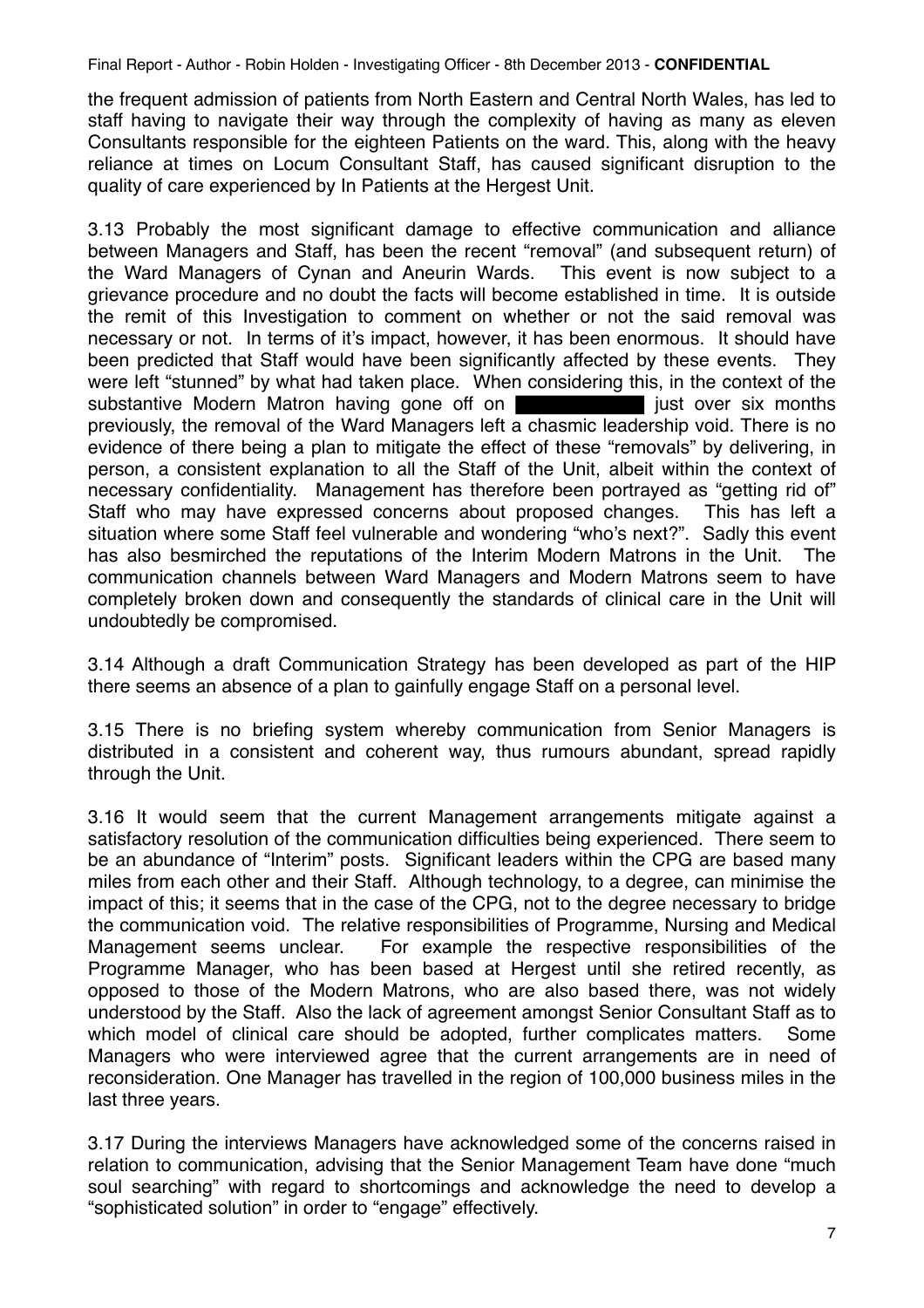the frequent admission of patients from North Eastern and Central North Wales, has led to staff having to navigate their way through the complexity of having as many as eleven Consultants responsible for the eighteen Patients on the ward. This, along with the heavy reliance at times on Locum Consultant Staff, has caused significant disruption to the quality of care experienced by In Patients at the Hergest Unit.

3.13 Probably the most significant damage to effective communication and alliance between Managers and Staff, has been the recent "removal" (and subsequent return) of the Ward Managers of Cynan and Aneurin Wards. This event is now subject to a grievance procedure and no doubt the facts will become established in time. It is outside the remit of this Investigation to comment on whether or not the said removal was necessary or not. In terms of it's impact, however, it has been enormous. It should have been predicted that Staff would have been significantly affected by these events. They were left "stunned" by what had taken place. When considering this, in the context of the substantive Modern Matron having gone off on [REDACTED] just over six months previously, the removal of the Ward Managers left a chasmic leadership void. There is no evidence of there being a plan to mitigate the effect of these "removals" by delivering, in person, a consistent explanation to all the Staff of the Unit, albeit within the context of necessary confidentiality. Management has therefore been portrayed as "getting rid of" Staff who may have expressed concerns about proposed changes. This has left a situation where some Staff feel vulnerable and wondering "who's next?". Sadly this event has also besmirched the reputations of the Interim Modern Matrons in the Unit. The communication channels between Ward Managers and Modern Matrons seem to have completely broken down and consequently the standards of clinical care in the Unit will undoubtedly be compromised.

3.14 Although a draft Communication Strategy has been developed as part of the HIP there seems an absence of a plan to gainfully engage Staff on a personal level.

3.15 There is no briefing system whereby communication from Senior Managers is distributed in a consistent and coherent way, thus rumours abundant, spread rapidly through the Unit.

3.16 It would seem that the current Management arrangements mitigate against a satisfactory resolution of the communication difficulties being experienced. There seem to be an abundance of "Interim" posts. Significant leaders within the CPG are based many miles from each other and their Staff. Although technology, to a degree, can minimise the impact of this; it seems that in the case of the CPG, not to the degree necessary to bridge the communication void. The relative responsibilities of Programme, Nursing and Medical Management seems unclear. For example the respective responsibilities of the Programme Manager, who has been based at Hergest until she retired recently, as opposed to those of the Modern Matrons, who are also based there, was not widely understood by the Staff. Also the lack of agreement amongst Senior Consultant Staff as to which model of clinical care should be adopted, further complicates matters. Some Managers who were interviewed agree that the current arrangements are in need of reconsideration. One Manager has travelled in the region of 100,000 business miles in the last three years.

3.17 During the interviews Managers have acknowledged some of the concerns raised in relation to communication, advising that the Senior Management Team have done "much soul searching" with regard to shortcomings and acknowledge the need to develop a "sophisticated solution" in order to "engage" effectively.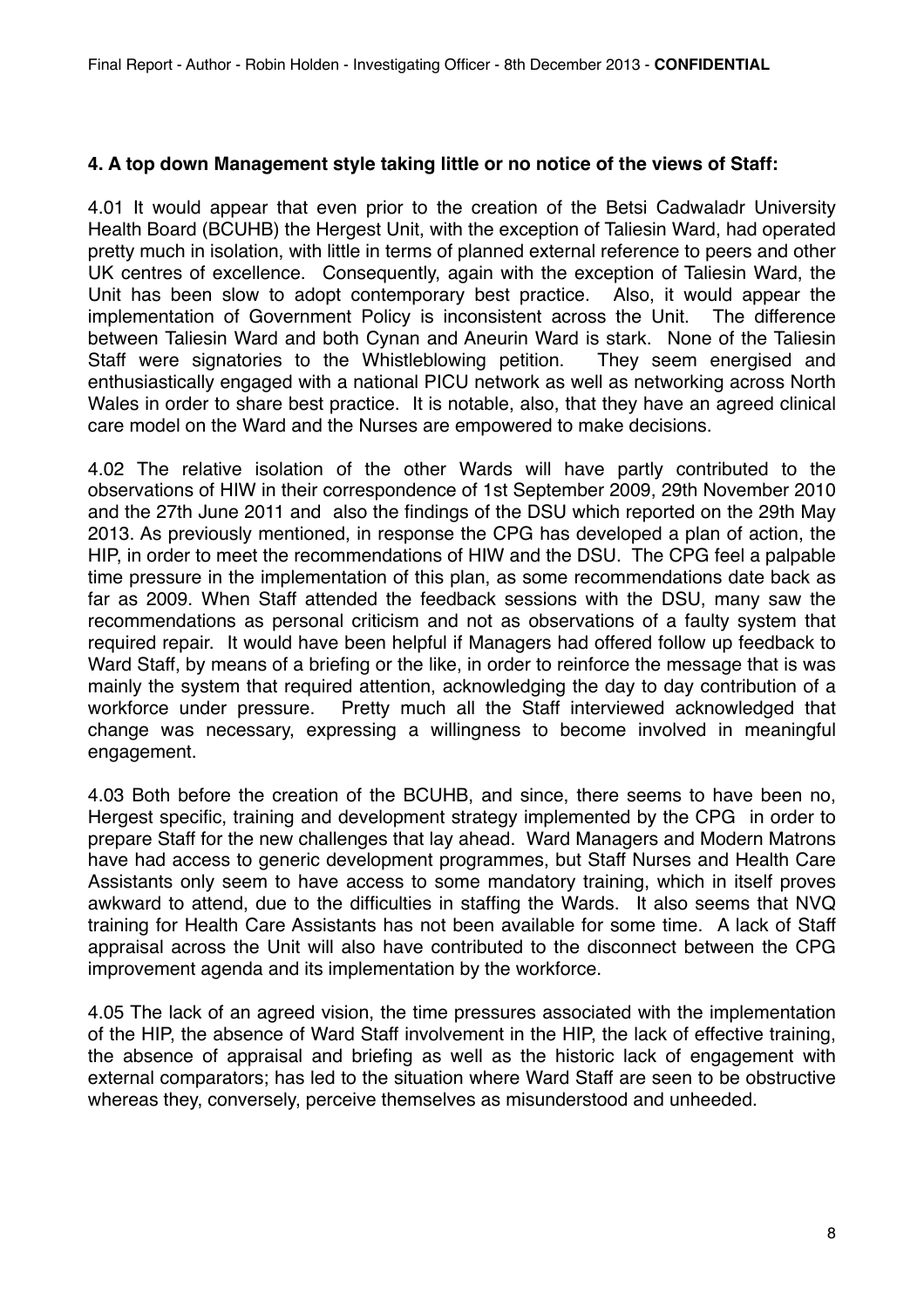**4. A top down Management style taking little or no notice of the views of Staff:**

4.01 It would appear that even prior to the creation of the Betsi Cadwaladr University Health Board (BCUHB) the Hergest Unit, with the exception of Taliesin Ward, had operated pretty much in isolation, with little in terms of planned external reference to peers and other UK centres of excellence. Consequently, again with the exception of Taliesin Ward, the Unit has been slow to adopt contemporary best practice. Also, it would appear the implementation of Government Policy is inconsistent across the Unit. The difference between Taliesin Ward and both Cynan and Aneurin Ward is stark. None of the Taliesin Staff were signatories to the Whistleblowing petition. They seem energised and enthusiastically engaged with a national PICU network as well as networking across North Wales in order to share best practice. It is notable, also, that they have an agreed clinical care model on the Ward and the Nurses are empowered to make decisions.

4.02 The relative isolation of the other Wards will have partly contributed to the observations of HIW in their correspondence of 1st September 2009, 29th November 2010 and the 27th June 2011 and also the findings of the DSU which reported on the 29th May 2013. As previously mentioned, in response the CPG has developed a plan of action, the HIP, in order to meet the recommendations of HIW and the DSU. The CPG feel a palpable time pressure in the implementation of this plan, as some recommendations date back as far as 2009. When Staff attended the feedback sessions with the DSU, many saw the recommendations as personal criticism and not as observations of a faulty system that required repair. It would have been helpful if Managers had offered follow up feedback to Ward Staff, by means of a briefing or the like, in order to reinforce the message that is was mainly the system that required attention, acknowledging the day to day contribution of a workforce under pressure. Pretty much all the Staff interviewed acknowledged that change was necessary, expressing a willingness to become involved in meaningful engagement.

4.03 Both before the creation of the BCUHB, and since, there seems to have been no, Hergest specific, training and development strategy implemented by the CPG in order to prepare Staff for the new challenges that lay ahead. Ward Managers and Modern Matrons have had access to generic development programmes, but Staff Nurses and Health Care Assistants only seem to have access to some mandatory training, which in itself proves awkward to attend, due to the difficulties in staffing the Wards. It also seems that NVQ training for Health Care Assistants has not been available for some time. A lack of Staff appraisal across the Unit will also have contributed to the disconnect between the CPG improvement agenda and its implementation by the workforce.

4.05 The lack of an agreed vision, the time pressures associated with the implementation of the HIP, the absence of Ward Staff involvement in the HIP, the lack of effective training, the absence of appraisal and briefing as well as the historic lack of engagement with external comparators; has led to the situation where Ward Staff are seen to be obstructive whereas they, conversely, perceive themselves as misunderstood and unheeded.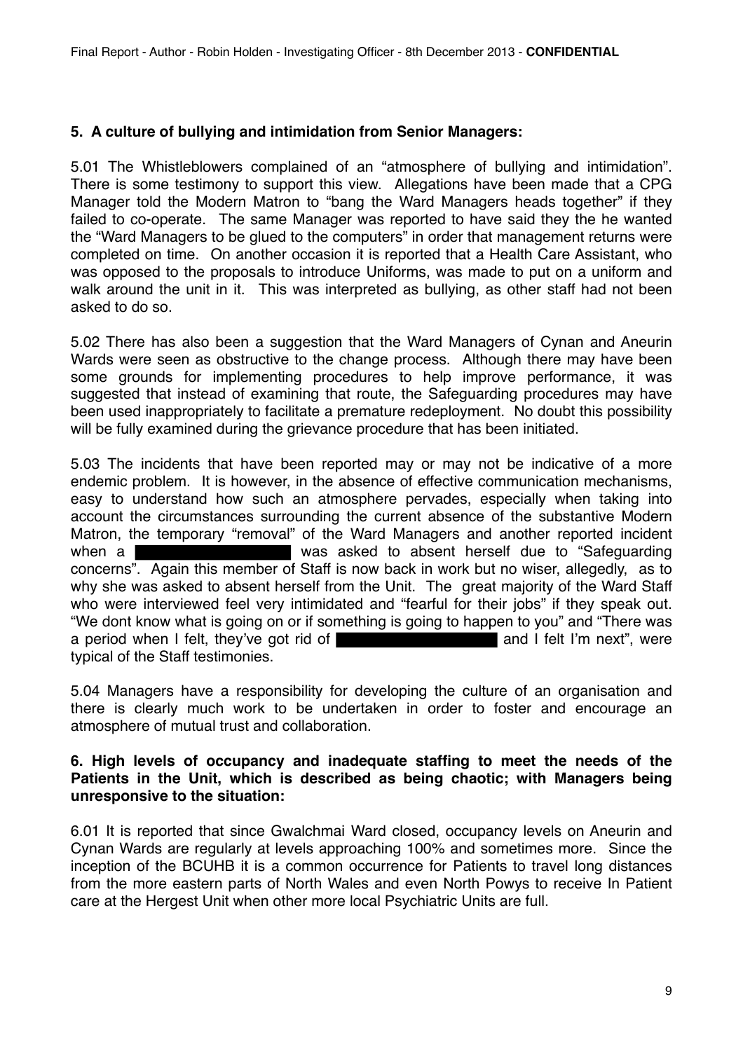**5. A culture of bullying and intimidation from Senior Managers:**

5.01 The Whistleblowers complained of an "atmosphere of bullying and intimidation". There is some testimony to support this view. Allegations have been made that a CPG Manager told the Modern Matron to "bang the Ward Managers heads together" if they failed to co-operate. The same Manager was reported to have said they the he wanted the "Ward Managers to be glued to the computers" in order that management returns were completed on time. On another occasion it is reported that a Health Care Assistant, who was opposed to the proposals to introduce Uniforms, was made to put on a uniform and walk around the unit in it. This was interpreted as bullying, as other staff had not been asked to do so.

5.02 There has also been a suggestion that the Ward Managers of Cynan and Aneurin Wards were seen as obstructive to the change process. Although there may have been some grounds for implementing procedures to help improve performance, it was suggested that instead of examining that route, the Safeguarding procedures may have been used inappropriately to facilitate a premature redeployment. No doubt this possibility will be fully examined during the grievance procedure that has been initiated.

5.03 The incidents that have been reported may or may not be indicative of a more endemic problem. It is however, in the absence of effective communication mechanisms, easy to understand how such an atmosphere pervades, especially when taking into account the circumstances surrounding the current absence of the substantive Modern Matron, the temporary "removal" of the Ward Managers and another reported incident when a [REDACTED] was asked to absent herself due to "Safeguarding concerns". Again this member of Staff is now back in work but no wiser, allegedly, as to why she was asked to absent herself from the Unit. The great majority of the Ward Staff who were interviewed feel very intimidated and "fearful for their jobs" if they speak out. "We dont know what is going on or if something is going to happen to you" and "There was a period when I felt, they've got rid of [REDACTED] and I felt I'm next", were typical of the Staff testimonies.

5.04 Managers have a responsibility for developing the culture of an organisation and there is clearly much work to be undertaken in order to foster and encourage an atmosphere of mutual trust and collaboration.

**6. High levels of occupancy and inadequate staffing to meet the needs of the Patients in the Unit, which is described as being chaotic; with Managers being unresponsive to the situation:**

6.01 It is reported that since Gwalchmai Ward closed, occupancy levels on Aneurin and Cynan Wards are regularly at levels approaching 100% and sometimes more. Since the inception of the BCUHB it is a common occurrence for Patients to travel long distances from the more eastern parts of North Wales and even North Powys to receive In Patient care at the Hergest Unit when other more local Psychiatric Units are full.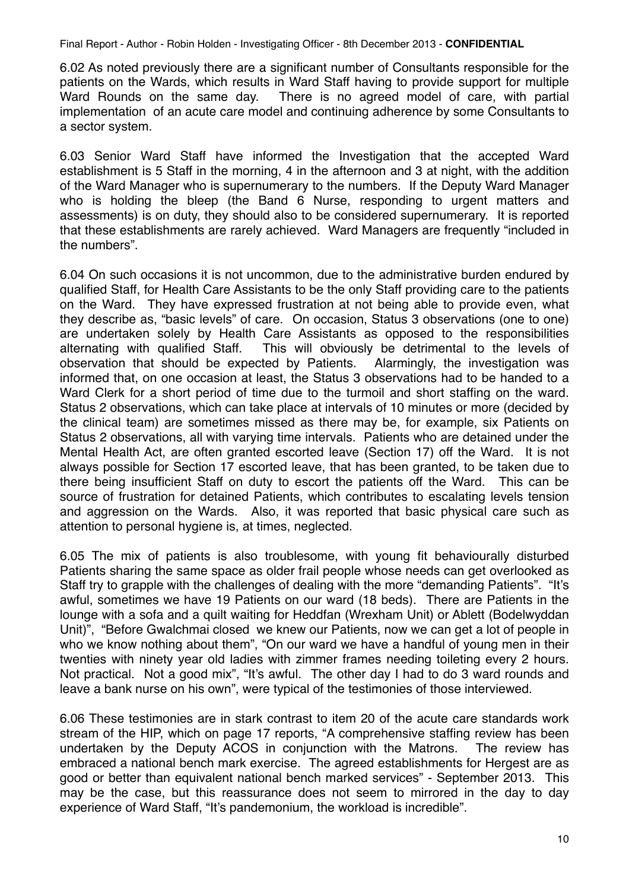6.02 As noted previously there are a significant number of Consultants responsible for the patients on the Wards, which results in Ward Staff having to provide support for multiple Ward Rounds on the same day. There is no agreed model of care, with partial implementation of an acute care model and continuing adherence by some Consultants to a sector system.

6.03 Senior Ward Staff have informed the Investigation that the accepted Ward establishment is 5 Staff in the morning, 4 in the afternoon and 3 at night, with the addition of the Ward Manager who is supernumerary to the numbers. If the Deputy Ward Manager who is holding the bleep (the Band 6 Nurse, responding to urgent matters and assessments) is on duty, they should also to be considered supernumerary. It is reported that these establishments are rarely achieved. Ward Managers are frequently "included in the numbers".

6.04 On such occasions it is not uncommon, due to the administrative burden endured by qualified Staff, for Health Care Assistants to be the only Staff providing care to the patients on the Ward. They have expressed frustration at not being able to provide even, what they describe as, "basic levels" of care. On occasion, Status 3 observations (one to one) are undertaken solely by Health Care Assistants as opposed to the responsibilities alternating with qualified Staff. This will obviously be detrimental to the levels of observation that should be expected by Patients. Alarmingly, the investigation was informed that, on one occasion at least, the Status 3 observations had to be handed to a Ward Clerk for a short period of time due to the turmoil and short staffing on the ward. Status 2 observations, which can take place at intervals of 10 minutes or more (decided by the clinical team) are sometimes missed as there may be, for example, six Patients on Status 2 observations, all with varying time intervals. Patients who are detained under the Mental Health Act, are often granted escorted leave (Section 17) off the Ward. It is not always possible for Section 17 escorted leave, that has been granted, to be taken due to there being insufficient Staff on duty to escort the patients off the Ward. This can be source of frustration for detained Patients, which contributes to escalating levels tension and aggression on the Wards. Also, it was reported that basic physical care such as attention to personal hygiene is, at times, neglected.

6.05 The mix of patients is also troublesome, with young fit behaviourally disturbed Patients sharing the same space as older frail people whose needs can get overlooked as Staff try to grapple with the challenges of dealing with the more "demanding Patients". "It's awful, sometimes we have 19 Patients on our ward (18 beds). There are Patients in the lounge with a sofa and a quilt waiting for Heddfan (Wrexham Unit) or Ablett (Bodelwyddan Unit)", "Before Gwalchmai closed we knew our Patients, now we can get a lot of people in who we know nothing about them", "On our ward we have a handful of young men in their twenties with ninety year old ladies with zimmer frames needing toileting every 2 hours. Not practical. Not a good mix", "It's awful. The other day I had to do 3 ward rounds and leave a bank nurse on his own", were typical of the testimonies of those interviewed.

6.06 These testimonies are in stark contrast to item 20 of the acute care standards work stream of the HIP, which on page 17 reports, "A comprehensive staffing review has been undertaken by the Deputy ACOS in conjunction with the Matrons. The review has embraced a national bench mark exercise. The agreed establishments for Hergest are as good or better than equivalent national bench marked services" - September 2013. This may be the case, but this reassurance does not seem to mirrored in the day to day experience of Ward Staff, "It's pandemonium, the workload is incredible".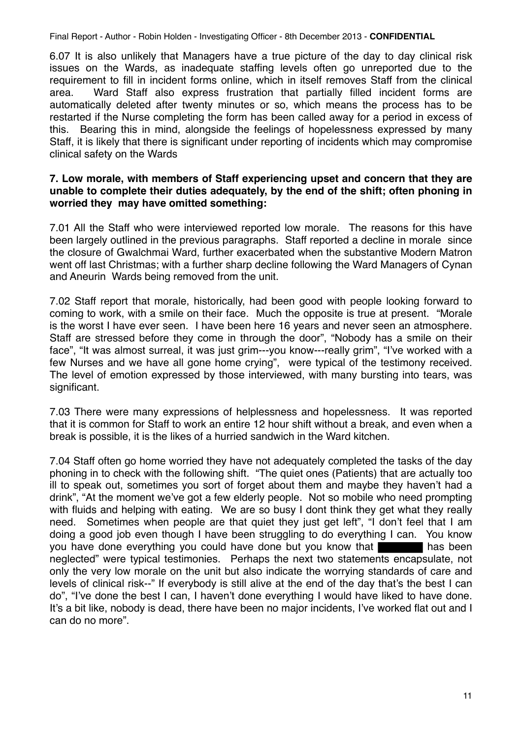6.07 It is also unlikely that Managers have a true picture of the day to day clinical risk issues on the Wards, as inadequate staffing levels often go unreported due to the requirement to fill in incident forms online, which in itself removes Staff from the clinical area. Ward Staff also express frustration that partially filled incident forms are automatically deleted after twenty minutes or so, which means the process has to be restarted if the Nurse completing the form has been called away for a period in excess of this. Bearing this in mind, alongside the feelings of hopelessness expressed by many Staff, it is likely that there is significant under reporting of incidents which may compromise clinical safety on the Wards

**7. Low morale, with members of Staff experiencing upset and concern that they are unable to complete their duties adequately, by the end of the shift; often phoning in worried they may have omitted something:**

7.01 All the Staff who were interviewed reported low morale. The reasons for this have been largely outlined in the previous paragraphs. Staff reported a decline in morale since the closure of Gwalchmai Ward, further exacerbated when the substantive Modern Matron went off last Christmas; with a further sharp decline following the Ward Managers of Cynan and Aneurin Wards being removed from the unit.

7.02 Staff report that morale, historically, had been good with people looking forward to coming to work, with a smile on their face. Much the opposite is true at present. "Morale is the worst I have ever seen. I have been here 16 years and never seen an atmosphere. Staff are stressed before they come in through the door", "Nobody has a smile on their face", "It was almost surreal, it was just grim---you know---really grim", "I've worked with a few Nurses and we have all gone home crying", were typical of the testimony received. The level of emotion expressed by those interviewed, with many bursting into tears, was significant.

7.03 There were many expressions of helplessness and hopelessness. It was reported that it is common for Staff to work an entire 12 hour shift without a break, and even when a break is possible, it is the likes of a hurried sandwich in the Ward kitchen.

7.04 Staff often go home worried they have not adequately completed the tasks of the day phoning in to check with the following shift. "The quiet ones (Patients) that are actually too ill to speak out, sometimes you sort of forget about them and maybe they haven't had a drink", "At the moment we've got a few elderly people. Not so mobile who need prompting with fluids and helping with eating. We are so busy I dont think they get what they really need. Sometimes when people are that quiet they just get left", "I don't feel that I am doing a good job even though I have been struggling to do everything I can. You know you have done everything you could have done but you know that ████ has been neglected" were typical testimonies. Perhaps the next two statements encapsulate, not only the very low morale on the unit but also indicate the worrying standards of care and levels of clinical risk--" If everybody is still alive at the end of the day that's the best I can do", "I've done the best I can, I haven't done everything I would have liked to have done. It's a bit like, nobody is dead, there have been no major incidents, I've worked flat out and I can do no more".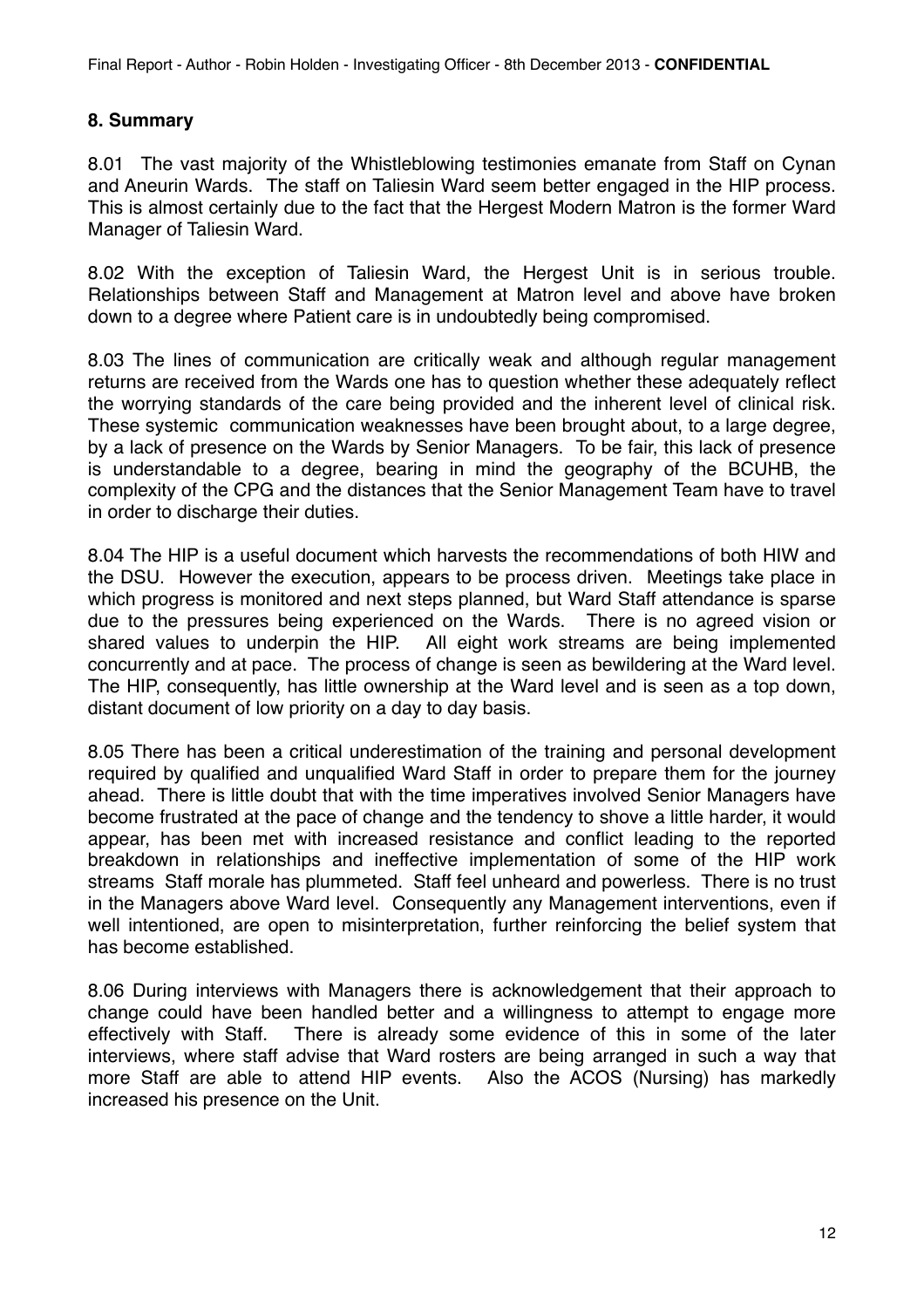## 8. Summary

8.01 The vast majority of the Whistleblowing testimonies emanate from Staff on Cynan and Aneurin Wards. The staff on Taliesin Ward seem better engaged in the HIP process. This is almost certainly due to the fact that the Hergest Modern Matron is the former Ward Manager of Taliesin Ward.

8.02 With the exception of Taliesin Ward, the Hergest Unit is in serious trouble. Relationships between Staff and Management at Matron level and above have broken down to a degree where Patient care is in undoubtedly being compromised.

8.03 The lines of communication are critically weak and although regular management returns are received from the Wards one has to question whether these adequately reflect the worrying standards of the care being provided and the inherent level of clinical risk. These systemic communication weaknesses have been brought about, to a large degree, by a lack of presence on the Wards by Senior Managers. To be fair, this lack of presence is understandable to a degree, bearing in mind the geography of the BCUHB, the complexity of the CPG and the distances that the Senior Management Team have to travel in order to discharge their duties.

8.04 The HIP is a useful document which harvests the recommendations of both HIW and the DSU. However the execution, appears to be process driven. Meetings take place in which progress is monitored and next steps planned, but Ward Staff attendance is sparse due to the pressures being experienced on the Wards. There is no agreed vision or shared values to underpin the HIP. All eight work streams are being implemented concurrently and at pace. The process of change is seen as bewildering at the Ward level. The HIP, consequently, has little ownership at the Ward level and is seen as a top down, distant document of low priority on a day to day basis.

8.05 There has been a critical underestimation of the training and personal development required by qualified and unqualified Ward Staff in order to prepare them for the journey ahead. There is little doubt that with the time imperatives involved Senior Managers have become frustrated at the pace of change and the tendency to shove a little harder, it would appear, has been met with increased resistance and conflict leading to the reported breakdown in relationships and ineffective implementation of some of the HIP work streams Staff morale has plummeted. Staff feel unheard and powerless. There is no trust in the Managers above Ward level. Consequently any Management interventions, even if well intentioned, are open to misinterpretation, further reinforcing the belief system that has become established.

8.06 During interviews with Managers there is acknowledgement that their approach to change could have been handled better and a willingness to attempt to engage more effectively with Staff. There is already some evidence of this in some of the later interviews, where staff advise that Ward rosters are being arranged in such a way that more Staff are able to attend HIP events. Also the ACOS (Nursing) has markedly increased his presence on the Unit.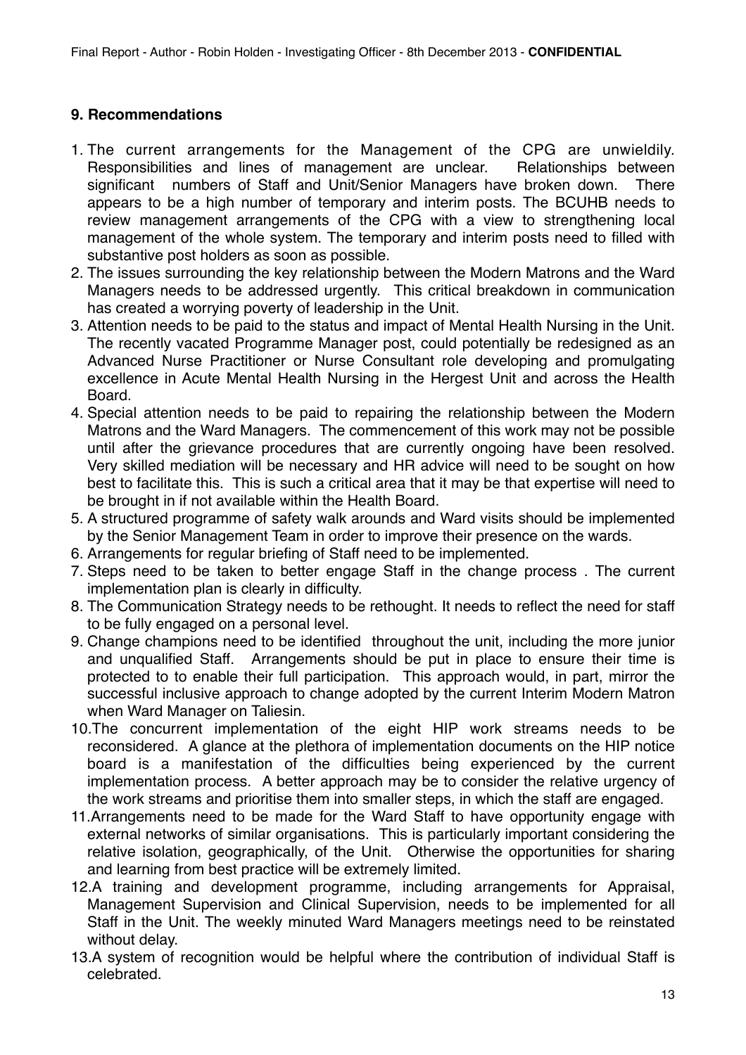## 9. Recommendations

1. The current arrangements for the Management of the CPG are unwieldily. Responsibilities and lines of management are unclear. Relationships between significant numbers of Staff and Unit/Senior Managers have broken down. There appears to be a high number of temporary and interim posts. The BCUHB needs to review management arrangements of the CPG with a view to strengthening local management of the whole system. The temporary and interim posts need to filled with substantive post holders as soon as possible.
2. The issues surrounding the key relationship between the Modern Matrons and the Ward Managers needs to be addressed urgently. This critical breakdown in communication has created a worrying poverty of leadership in the Unit.
3. Attention needs to be paid to the status and impact of Mental Health Nursing in the Unit. The recently vacated Programme Manager post, could potentially be redesigned as an Advanced Nurse Practitioner or Nurse Consultant role developing and promulgating excellence in Acute Mental Health Nursing in the Hergest Unit and across the Health Board.
4. Special attention needs to be paid to repairing the relationship between the Modern Matrons and the Ward Managers. The commencement of this work may not be possible until after the grievance procedures that are currently ongoing have been resolved. Very skilled mediation will be necessary and HR advice will need to be sought on how best to facilitate this. This is such a critical area that it may be that expertise will need to be brought in if not available within the Health Board.
5. A structured programme of safety walk arounds and Ward visits should be implemented by the Senior Management Team in order to improve their presence on the wards.
6. Arrangements for regular briefing of Staff need to be implemented.
7. Steps need to be taken to better engage Staff in the change process . The current implementation plan is clearly in difficulty.
8. The Communication Strategy needs to be rethought. It needs to reflect the need for staff to be fully engaged on a personal level.
9. Change champions need to be identified throughout the unit, including the more junior and unqualified Staff. Arrangements should be put in place to ensure their time is protected to to enable their full participation. This approach would, in part, mirror the successful inclusive approach to change adopted by the current Interim Modern Matron when Ward Manager on Taliesin.
10. The concurrent implementation of the eight HIP work streams needs to be reconsidered. A glance at the plethora of implementation documents on the HIP notice board is a manifestation of the difficulties being experienced by the current implementation process. A better approach may be to consider the relative urgency of the work streams and prioritise them into smaller steps, in which the staff are engaged.
11. Arrangements need to be made for the Ward Staff to have opportunity engage with external networks of similar organisations. This is particularly important considering the relative isolation, geographically, of the Unit. Otherwise the opportunities for sharing and learning from best practice will be extremely limited.
12. A training and development programme, including arrangements for Appraisal, Management Supervision and Clinical Supervision, needs to be implemented for all Staff in the Unit. The weekly minuted Ward Managers meetings need to be reinstated without delay.
13. A system of recognition would be helpful where the contribution of individual Staff is celebrated.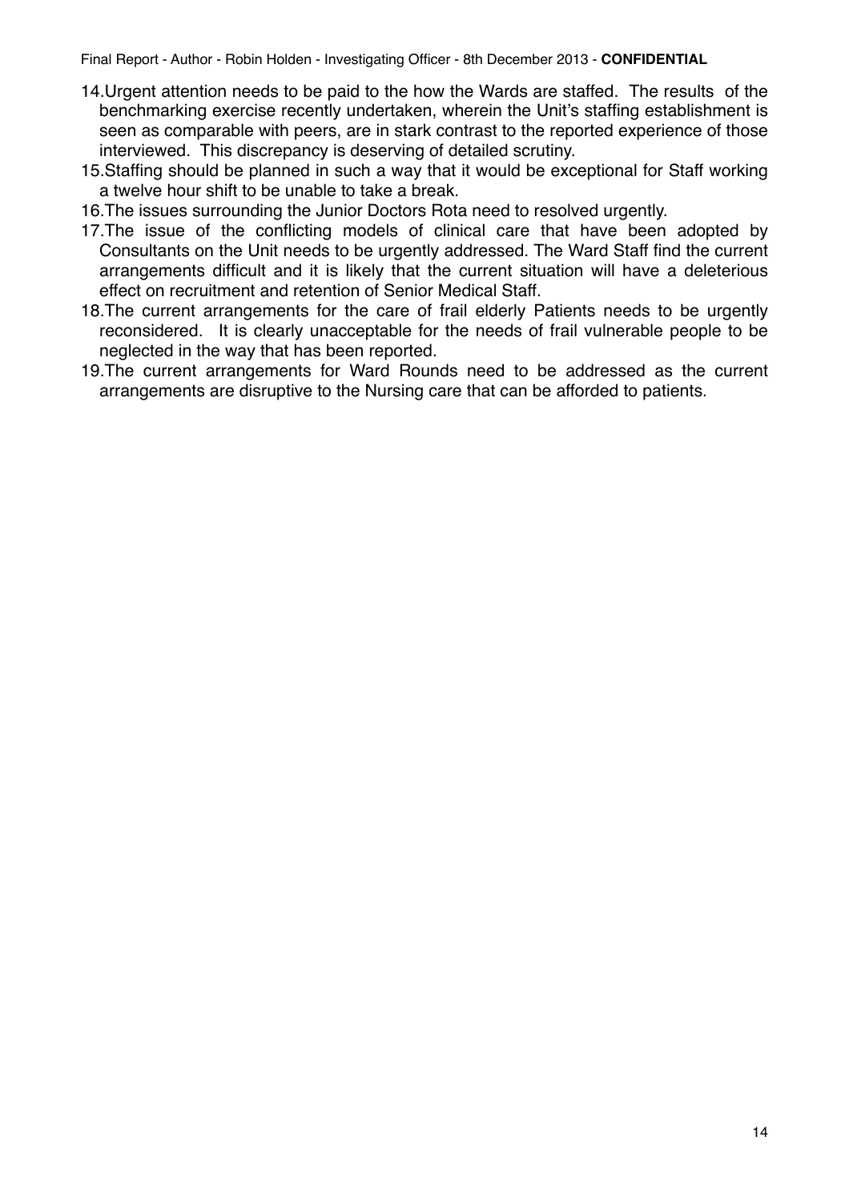14. Urgent attention needs to be paid to the how the Wards are staffed. The results of the benchmarking exercise recently undertaken, wherein the Unit's staffing establishment is seen as comparable with peers, are in stark contrast to the reported experience of those interviewed. This discrepancy is deserving of detailed scrutiny.
15. Staffing should be planned in such a way that it would be exceptional for Staff working a twelve hour shift to be unable to take a break.
16. The issues surrounding the Junior Doctors Rota need to resolved urgently.
17. The issue of the conflicting models of clinical care that have been adopted by Consultants on the Unit needs to be urgently addressed. The Ward Staff find the current arrangements difficult and it is likely that the current situation will have a deleterious effect on recruitment and retention of Senior Medical Staff.
18. The current arrangements for the care of frail elderly Patients needs to be urgently reconsidered. It is clearly unacceptable for the needs of frail vulnerable people to be neglected in the way that has been reported.
19. The current arrangements for Ward Rounds need to be addressed as the current arrangements are disruptive to the Nursing care that can be afforded to patients.